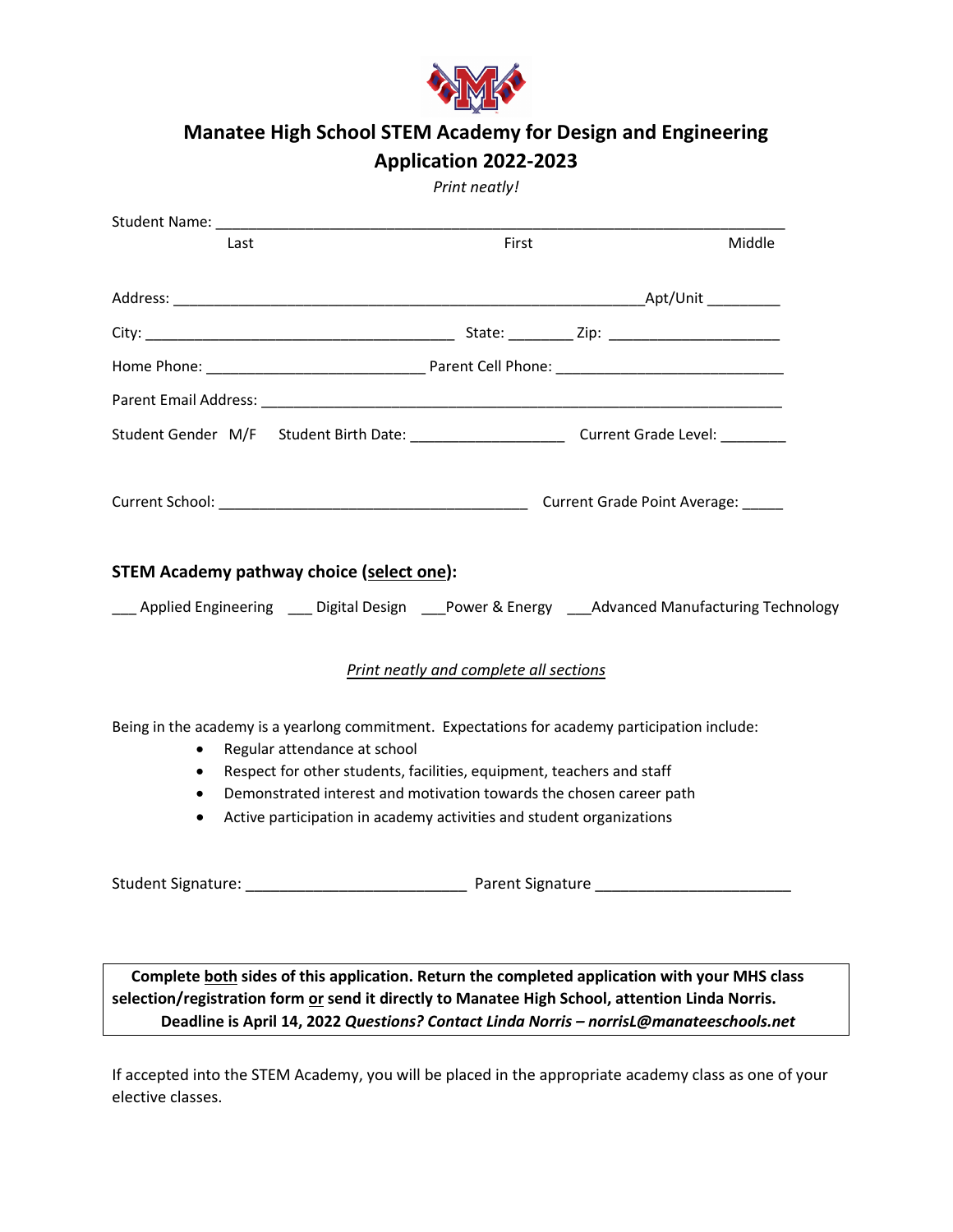# Manatee High School STEM Academy for Design and Engineering
## Application 2022-2023

*Print neatly!*

Student Name: ______________________________________________________________________

Last First Middle

Address: ____________________________________________________Apt/Unit _________

City: ___________________________________ State: ________ Zip: ____________________

Home Phone: _________________________ Parent Cell Phone: __________________________

Parent Email Address: __________________________________________________________

Student Gender M/F Student Birth Date: __________________ Current Grade Level: ________

Current School: ___________________________________ Current Grade Point Average: _____

### STEM Academy pathway choice (<u>select one</u>):

___ Applied Engineering ___ Digital Design ___Power & Energy ___Advanced Manufacturing Technology

*<u>Print neatly and complete all sections</u>*

Being in the academy is a yearlong commitment. Expectations for academy participation include:

- Regular attendance at school
- Respect for other students, facilities, equipment, teachers and staff
- Demonstrated interest and motivation towards the chosen career path
- Active participation in academy activities and student organizations

Student Signature: _________________________ Parent Signature ______________________

**Complete <u>both</u> sides of this application. Return the completed application with your MHS class selection/registration form <u>or</u> send it directly to Manatee High School, attention Linda Norris. Deadline is April 14, 2022** ***Questions? Contact Linda Norris – norrisL@manateeschools.net***

If accepted into the STEM Academy, you will be placed in the appropriate academy class as one of your elective classes.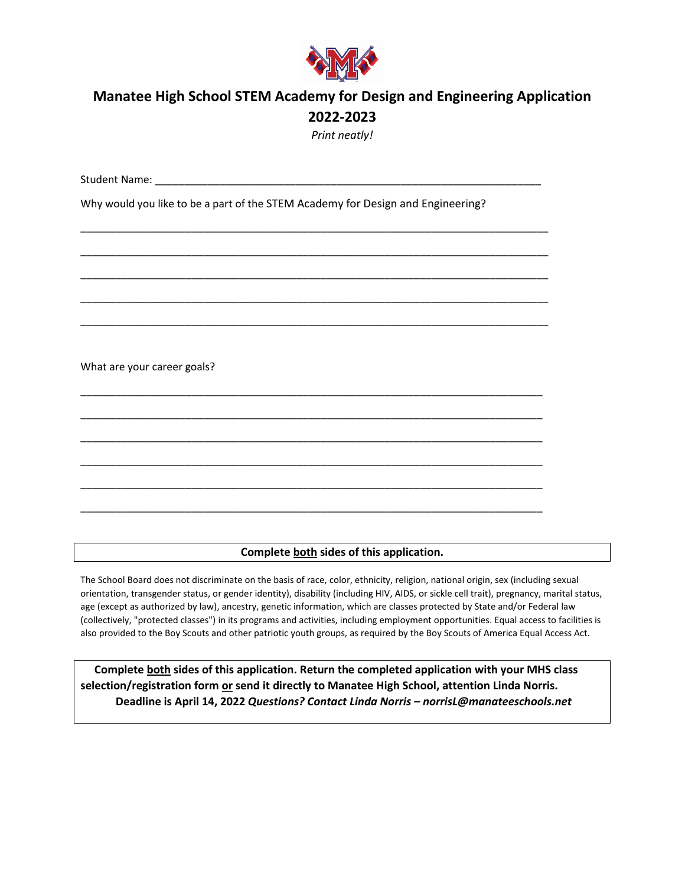# Manatee High School STEM Academy for Design and Engineering Application 2022-2023

*Print neatly!*

Student Name: ___________________________________________________________________

Why would you like to be a part of the STEM Academy for Design and Engineering?

___________________________________________________________________________

___________________________________________________________________________

___________________________________________________________________________

___________________________________________________________________________

___________________________________________________________________________

What are your career goals?

___________________________________________________________________________

___________________________________________________________________________

___________________________________________________________________________

___________________________________________________________________________

___________________________________________________________________________

___________________________________________________________________________

**Complete both sides of this application.**

The School Board does not discriminate on the basis of race, color, ethnicity, religion, national origin, sex (including sexual orientation, transgender status, or gender identity), disability (including HIV, AIDS, or sickle cell trait), pregnancy, marital status, age (except as authorized by law), ancestry, genetic information, which are classes protected by State and/or Federal law (collectively, "protected classes") in its programs and activities, including employment opportunities. Equal access to facilities is also provided to the Boy Scouts and other patriotic youth groups, as required by the Boy Scouts of America Equal Access Act.

**Complete both sides of this application. Return the completed application with your MHS class selection/registration form or send it directly to Manatee High School, attention Linda Norris. Deadline is April 14, 2022** ***Questions? Contact Linda Norris – norrisL@manateeschools.net***